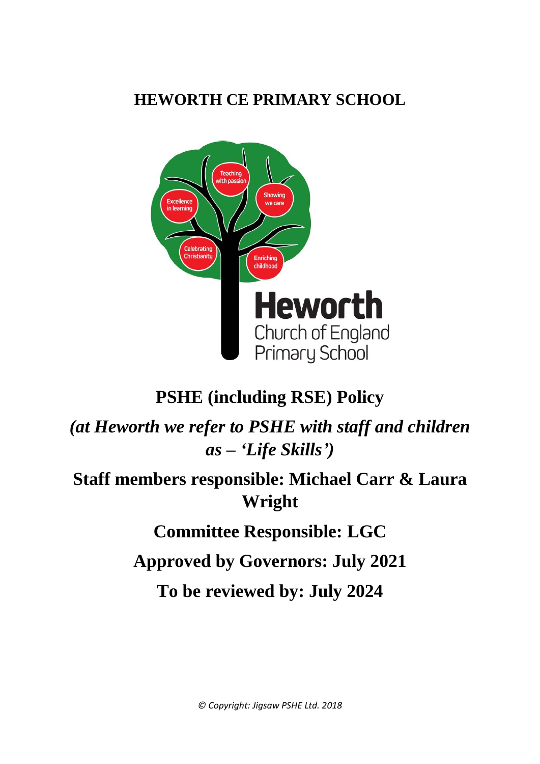# HEWORTH CE PRIMARY SCHOOL

# PSHE (including RSE) Policy

## *(at Heworth we refer to PSHE with staff and children as – 'Life Skills')*

## Staff members responsible: Michael Carr & Laura Wright

## Committee Responsible: LGC

## Approved by Governors: July 2021

## To be reviewed by: July 2024

*© Copyright: Jigsaw PSHE Ltd. 2018*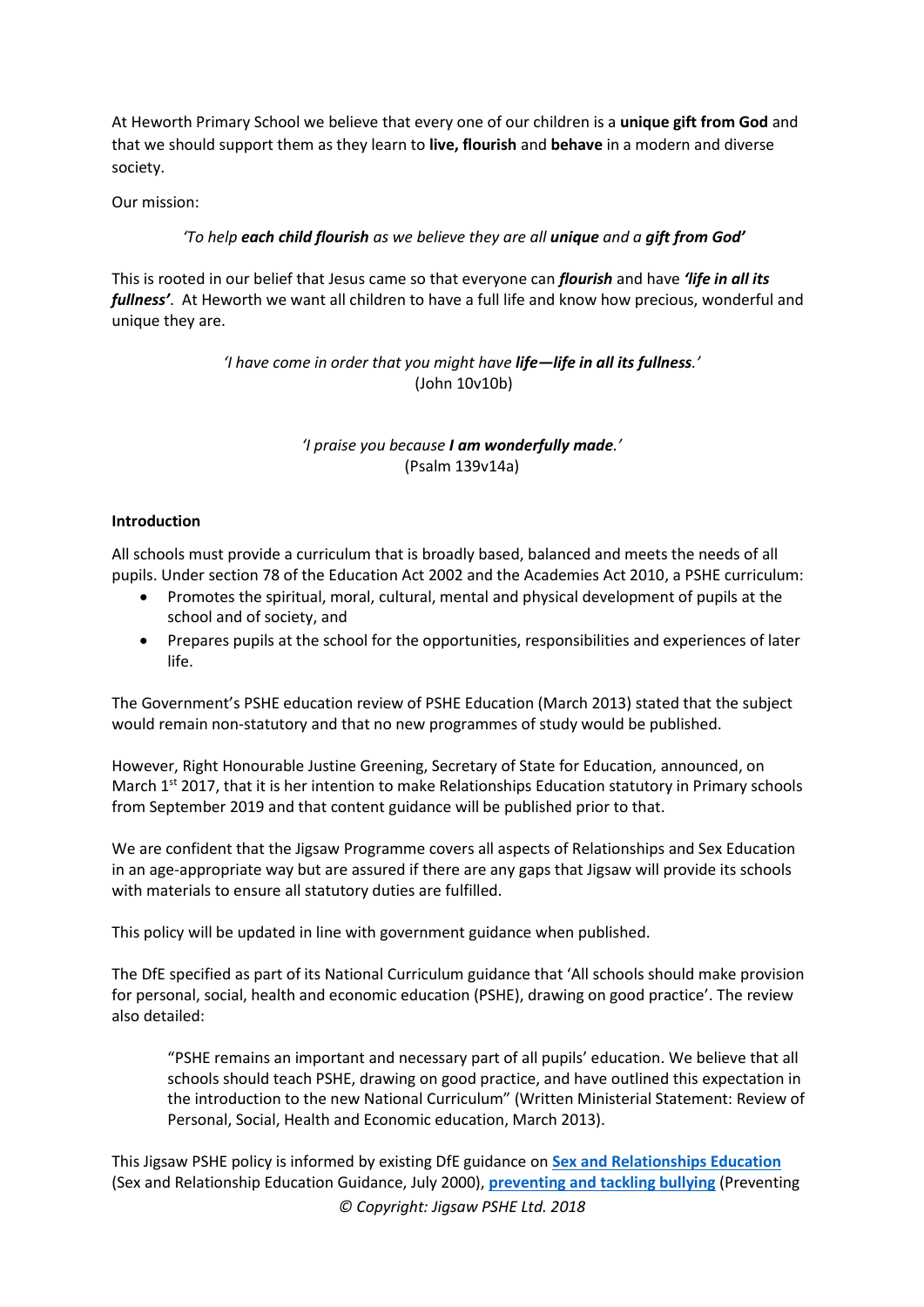At Heworth Primary School we believe that every one of our children is a **unique gift from God** and that we should support them as they learn to **live, flourish** and **behave** in a modern and diverse society.

Our mission:

*'To help **each child flourish** as we believe they are all **unique** and a **gift from God**'*

This is rooted in our belief that Jesus came so that everyone can ***flourish*** and have ***'life in all its fullness'***. At Heworth we want all children to have a full life and know how precious, wonderful and unique they are.

*'I have come in order that you might have **life—life in all its fullness**.'*
(John 10v10b)

*'I praise you because **I am wonderfully made**.'*
(Psalm 139v14a)

**Introduction**

All schools must provide a curriculum that is broadly based, balanced and meets the needs of all pupils. Under section 78 of the Education Act 2002 and the Academies Act 2010, a PSHE curriculum:

- Promotes the spiritual, moral, cultural, mental and physical development of pupils at the school and of society, and
- Prepares pupils at the school for the opportunities, responsibilities and experiences of later life.

The Government's PSHE education review of PSHE Education (March 2013) stated that the subject would remain non-statutory and that no new programmes of study would be published.

However, Right Honourable Justine Greening, Secretary of State for Education, announced, on March 1st 2017, that it is her intention to make Relationships Education statutory in Primary schools from September 2019 and that content guidance will be published prior to that.

We are confident that the Jigsaw Programme covers all aspects of Relationships and Sex Education in an age-appropriate way but are assured if there are any gaps that Jigsaw will provide its schools with materials to ensure all statutory duties are fulfilled.

This policy will be updated in line with government guidance when published.

The DfE specified as part of its National Curriculum guidance that 'All schools should make provision for personal, social, health and economic education (PSHE), drawing on good practice'. The review also detailed:

> "PSHE remains an important and necessary part of all pupils' education. We believe that all schools should teach PSHE, drawing on good practice, and have outlined this expectation in the introduction to the new National Curriculum" (Written Ministerial Statement: Review of Personal, Social, Health and Economic education, March 2013).

This Jigsaw PSHE policy is informed by existing DfE guidance on **Sex and Relationships Education** (Sex and Relationship Education Guidance, July 2000), **preventing and tackling bullying** (Preventing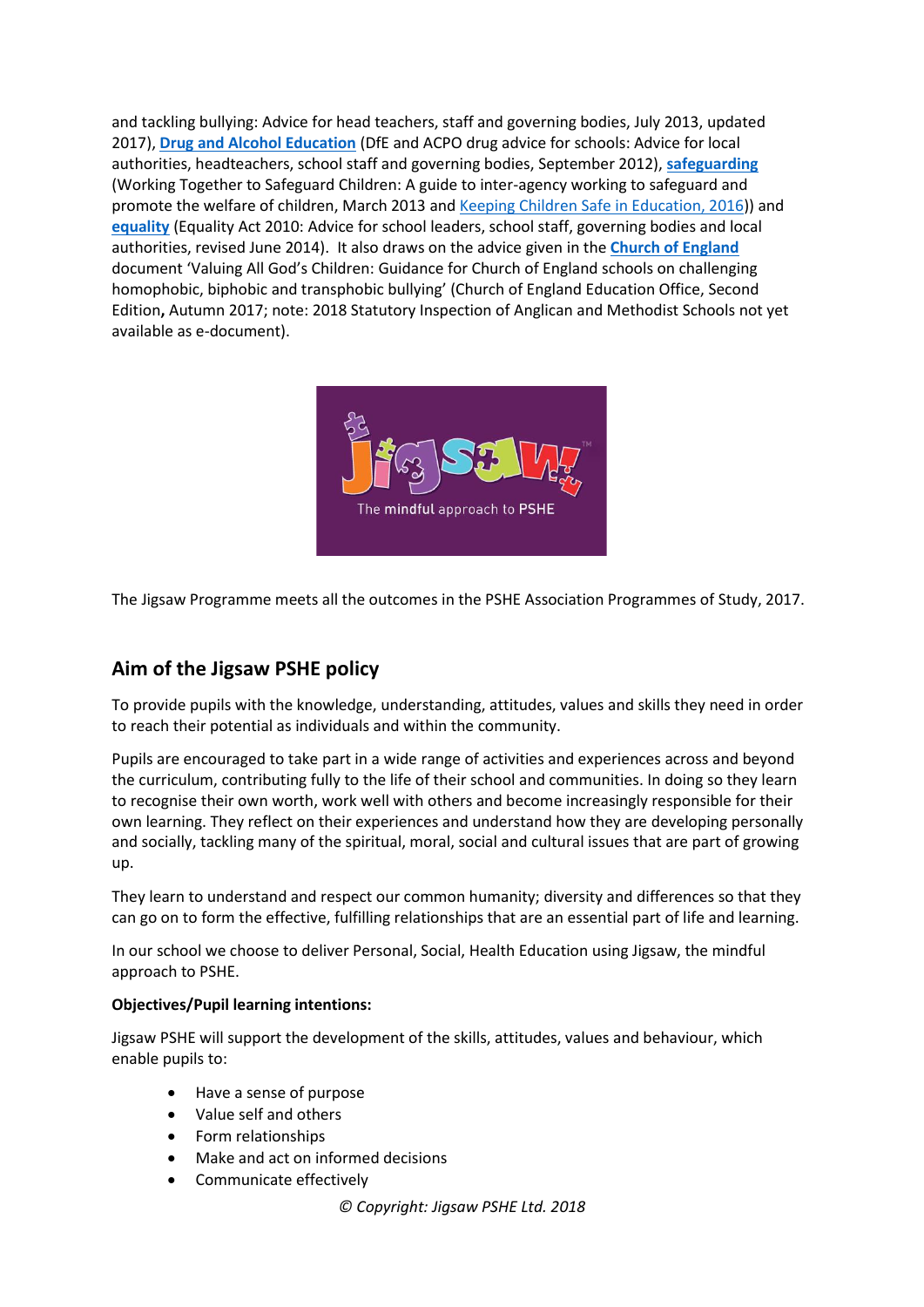and tackling bullying: Advice for head teachers, staff and governing bodies, July 2013, updated 2017), **Drug and Alcohol Education** (DfE and ACPO drug advice for schools: Advice for local authorities, headteachers, school staff and governing bodies, September 2012), **safeguarding** (Working Together to Safeguard Children: A guide to inter-agency working to safeguard and promote the welfare of children, March 2013 and Keeping Children Safe in Education, 2016)) and **equality** (Equality Act 2010: Advice for school leaders, school staff, governing bodies and local authorities, revised June 2014). It also draws on the advice given in the **Church of England** document 'Valuing All God's Children: Guidance for Church of England schools on challenging homophobic, biphobic and transphobic bullying' (Church of England Education Office, Second Edition**,** Autumn 2017; note: 2018 Statutory Inspection of Anglican and Methodist Schools not yet available as e-document).

Jigsaw
The mindful approach to PSHE

The Jigsaw Programme meets all the outcomes in the PSHE Association Programmes of Study, 2017.

## Aim of the Jigsaw PSHE policy

To provide pupils with the knowledge, understanding, attitudes, values and skills they need in order to reach their potential as individuals and within the community.

Pupils are encouraged to take part in a wide range of activities and experiences across and beyond the curriculum, contributing fully to the life of their school and communities. In doing so they learn to recognise their own worth, work well with others and become increasingly responsible for their own learning. They reflect on their experiences and understand how they are developing personally and socially, tackling many of the spiritual, moral, social and cultural issues that are part of growing up.

They learn to understand and respect our common humanity; diversity and differences so that they can go on to form the effective, fulfilling relationships that are an essential part of life and learning.

In our school we choose to deliver Personal, Social, Health Education using Jigsaw, the mindful approach to PSHE.

**Objectives/Pupil learning intentions:**

Jigsaw PSHE will support the development of the skills, attitudes, values and behaviour, which enable pupils to:

- Have a sense of purpose
- Value self and others
- Form relationships
- Make and act on informed decisions
- Communicate effectively

*© Copyright: Jigsaw PSHE Ltd. 2018*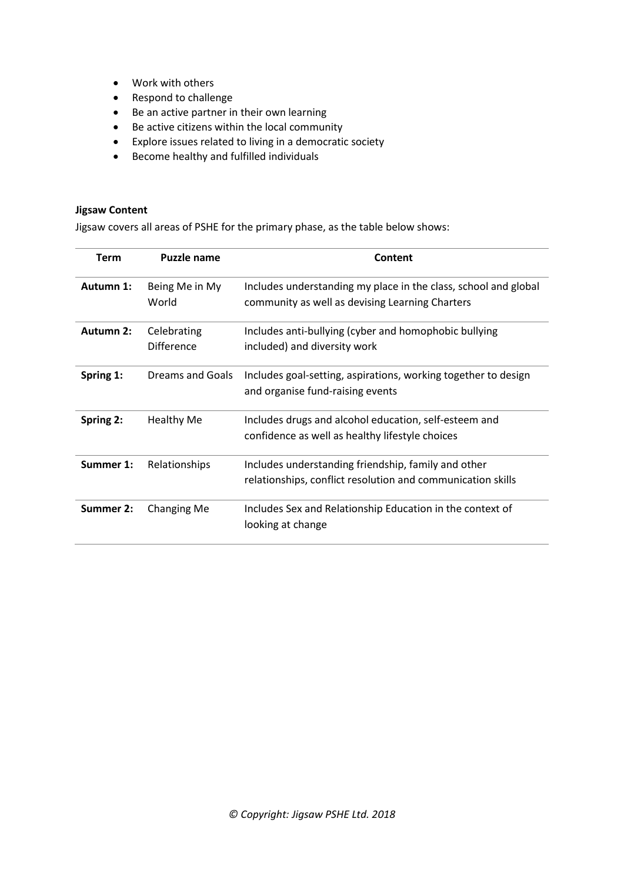- Work with others
- Respond to challenge
- Be an active partner in their own learning
- Be active citizens within the local community
- Explore issues related to living in a democratic society
- Become healthy and fulfilled individuals

**Jigsaw Content**

Jigsaw covers all areas of PSHE for the primary phase, as the table below shows:

| Term | Puzzle name | Content |
|---|---|---|
| **Autumn 1:** | Being Me in My World | Includes understanding my place in the class, school and global community as well as devising Learning Charters |
| **Autumn 2:** | Celebrating Difference | Includes anti-bullying (cyber and homophobic bullying included) and diversity work |
| **Spring 1:** | Dreams and Goals | Includes goal-setting, aspirations, working together to design and organise fund-raising events |
| **Spring 2:** | Healthy Me | Includes drugs and alcohol education, self-esteem and confidence as well as healthy lifestyle choices |
| **Summer 1:** | Relationships | Includes understanding friendship, family and other relationships, conflict resolution and communication skills |
| **Summer 2:** | Changing Me | Includes Sex and Relationship Education in the context of looking at change |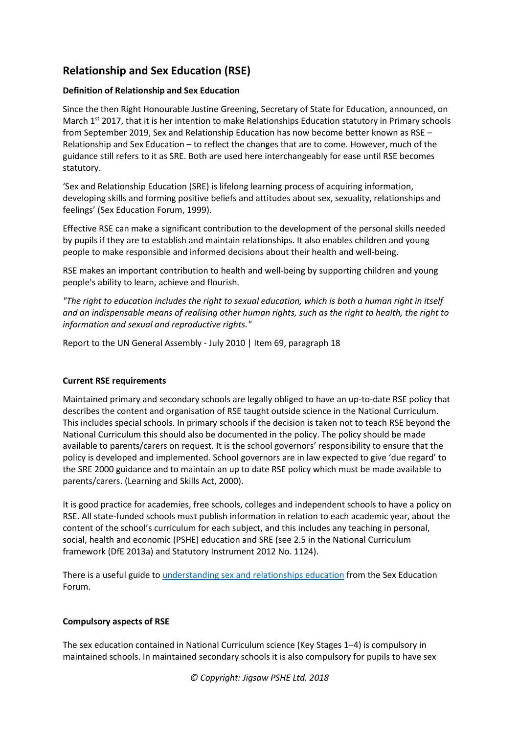## Relationship and Sex Education (RSE)

**Definition of Relationship and Sex Education**

Since the then Right Honourable Justine Greening, Secretary of State for Education, announced, on March 1st 2017, that it is her intention to make Relationships Education statutory in Primary schools from September 2019, Sex and Relationship Education has now become better known as RSE – Relationship and Sex Education – to reflect the changes that are to come. However, much of the guidance still refers to it as SRE. Both are used here interchangeably for ease until RSE becomes statutory.

'Sex and Relationship Education (SRE) is lifelong learning process of acquiring information, developing skills and forming positive beliefs and attitudes about sex, sexuality, relationships and feelings' (Sex Education Forum, 1999).

Effective RSE can make a significant contribution to the development of the personal skills needed by pupils if they are to establish and maintain relationships. It also enables children and young people to make responsible and informed decisions about their health and well-being.

RSE makes an important contribution to health and well-being by supporting children and young people's ability to learn, achieve and flourish.

*"The right to education includes the right to sexual education, which is both a human right in itself and an indispensable means of realising other human rights, such as the right to health, the right to information and sexual and reproductive rights."*

Report to the UN General Assembly - July 2010 | Item 69, paragraph 18

**Current RSE requirements**

Maintained primary and secondary schools are legally obliged to have an up-to-date RSE policy that describes the content and organisation of RSE taught outside science in the National Curriculum. This includes special schools. In primary schools if the decision is taken not to teach RSE beyond the National Curriculum this should also be documented in the policy. The policy should be made available to parents/carers on request. It is the school governors' responsibility to ensure that the policy is developed and implemented. School governors are in law expected to give 'due regard' to the SRE 2000 guidance and to maintain an up to date RSE policy which must be made available to parents/carers. (Learning and Skills Act, 2000).

It is good practice for academies, free schools, colleges and independent schools to have a policy on RSE. All state-funded schools must publish information in relation to each academic year, about the content of the school's curriculum for each subject, and this includes any teaching in personal, social, health and economic (PSHE) education and SRE (see 2.5 in the National Curriculum framework (DfE 2013a) and Statutory Instrument 2012 No. 1124).

There is a useful guide to understanding sex and relationships education from the Sex Education Forum.

**Compulsory aspects of RSE**

The sex education contained in National Curriculum science (Key Stages 1–4) is compulsory in maintained schools. In maintained secondary schools it is also compulsory for pupils to have sex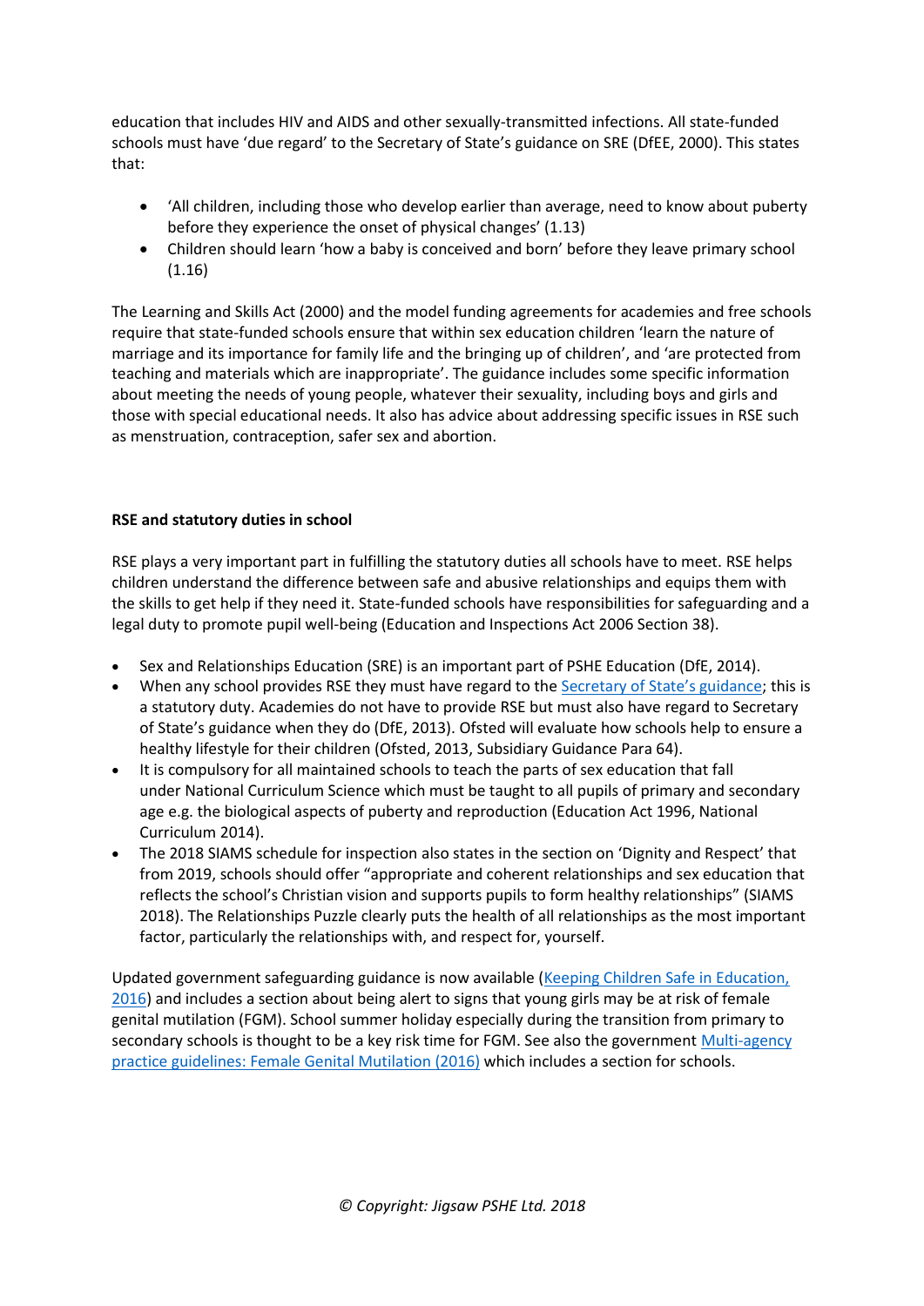education that includes HIV and AIDS and other sexually-transmitted infections. All state-funded schools must have 'due regard' to the Secretary of State's guidance on SRE (DfEE, 2000). This states that:

- 'All children, including those who develop earlier than average, need to know about puberty before they experience the onset of physical changes' (1.13)
- Children should learn 'how a baby is conceived and born' before they leave primary school (1.16)

The Learning and Skills Act (2000) and the model funding agreements for academies and free schools require that state-funded schools ensure that within sex education children 'learn the nature of marriage and its importance for family life and the bringing up of children', and 'are protected from teaching and materials which are inappropriate'. The guidance includes some specific information about meeting the needs of young people, whatever their sexuality, including boys and girls and those with special educational needs. It also has advice about addressing specific issues in RSE such as menstruation, contraception, safer sex and abortion.

**RSE and statutory duties in school**

RSE plays a very important part in fulfilling the statutory duties all schools have to meet. RSE helps children understand the difference between safe and abusive relationships and equips them with the skills to get help if they need it. State-funded schools have responsibilities for safeguarding and a legal duty to promote pupil well-being (Education and Inspections Act 2006 Section 38).

- Sex and Relationships Education (SRE) is an important part of PSHE Education (DfE, 2014).
- When any school provides RSE they must have regard to the Secretary of State's guidance; this is a statutory duty. Academies do not have to provide RSE but must also have regard to Secretary of State's guidance when they do (DfE, 2013). Ofsted will evaluate how schools help to ensure a healthy lifestyle for their children (Ofsted, 2013, Subsidiary Guidance Para 64).
- It is compulsory for all maintained schools to teach the parts of sex education that fall under National Curriculum Science which must be taught to all pupils of primary and secondary age e.g. the biological aspects of puberty and reproduction (Education Act 1996, National Curriculum 2014).
- The 2018 SIAMS schedule for inspection also states in the section on 'Dignity and Respect' that from 2019, schools should offer "appropriate and coherent relationships and sex education that reflects the school's Christian vision and supports pupils to form healthy relationships" (SIAMS 2018). The Relationships Puzzle clearly puts the health of all relationships as the most important factor, particularly the relationships with, and respect for, yourself.

Updated government safeguarding guidance is now available (Keeping Children Safe in Education, 2016) and includes a section about being alert to signs that young girls may be at risk of female genital mutilation (FGM). School summer holiday especially during the transition from primary to secondary schools is thought to be a key risk time for FGM. See also the government Multi-agency practice guidelines: Female Genital Mutilation (2016) which includes a section for schools.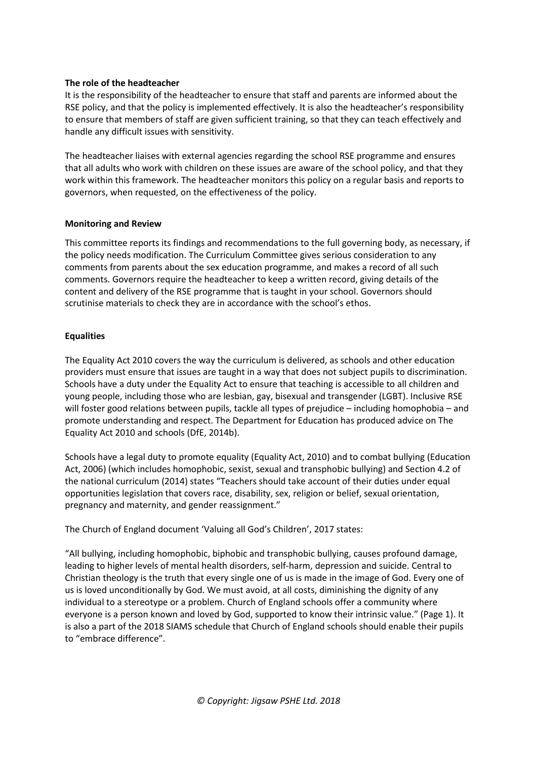**The role of the headteacher**

It is the responsibility of the headteacher to ensure that staff and parents are informed about the RSE policy, and that the policy is implemented effectively. It is also the headteacher's responsibility to ensure that members of staff are given sufficient training, so that they can teach effectively and handle any difficult issues with sensitivity.

The headteacher liaises with external agencies regarding the school RSE programme and ensures that all adults who work with children on these issues are aware of the school policy, and that they work within this framework. The headteacher monitors this policy on a regular basis and reports to governors, when requested, on the effectiveness of the policy.

**Monitoring and Review**

This committee reports its findings and recommendations to the full governing body, as necessary, if the policy needs modification. The Curriculum Committee gives serious consideration to any comments from parents about the sex education programme, and makes a record of all such comments. Governors require the headteacher to keep a written record, giving details of the content and delivery of the RSE programme that is taught in your school. Governors should scrutinise materials to check they are in accordance with the school's ethos.

**Equalities**

The Equality Act 2010 covers the way the curriculum is delivered, as schools and other education providers must ensure that issues are taught in a way that does not subject pupils to discrimination. Schools have a duty under the Equality Act to ensure that teaching is accessible to all children and young people, including those who are lesbian, gay, bisexual and transgender (LGBT). Inclusive RSE will foster good relations between pupils, tackle all types of prejudice – including homophobia – and promote understanding and respect. The Department for Education has produced advice on The Equality Act 2010 and schools (DfE, 2014b).

Schools have a legal duty to promote equality (Equality Act, 2010) and to combat bullying (Education Act, 2006) (which includes homophobic, sexist, sexual and transphobic bullying) and Section 4.2 of the national curriculum (2014) states "Teachers should take account of their duties under equal opportunities legislation that covers race, disability, sex, religion or belief, sexual orientation, pregnancy and maternity, and gender reassignment."

The Church of England document 'Valuing all God's Children', 2017 states:

"All bullying, including homophobic, biphobic and transphobic bullying, causes profound damage, leading to higher levels of mental health disorders, self-harm, depression and suicide. Central to Christian theology is the truth that every single one of us is made in the image of God. Every one of us is loved unconditionally by God. We must avoid, at all costs, diminishing the dignity of any individual to a stereotype or a problem. Church of England schools offer a community where everyone is a person known and loved by God, supported to know their intrinsic value." (Page 1). It is also a part of the 2018 SIAMS schedule that Church of England schools should enable their pupils to "embrace difference".

*© Copyright: Jigsaw PSHE Ltd. 2018*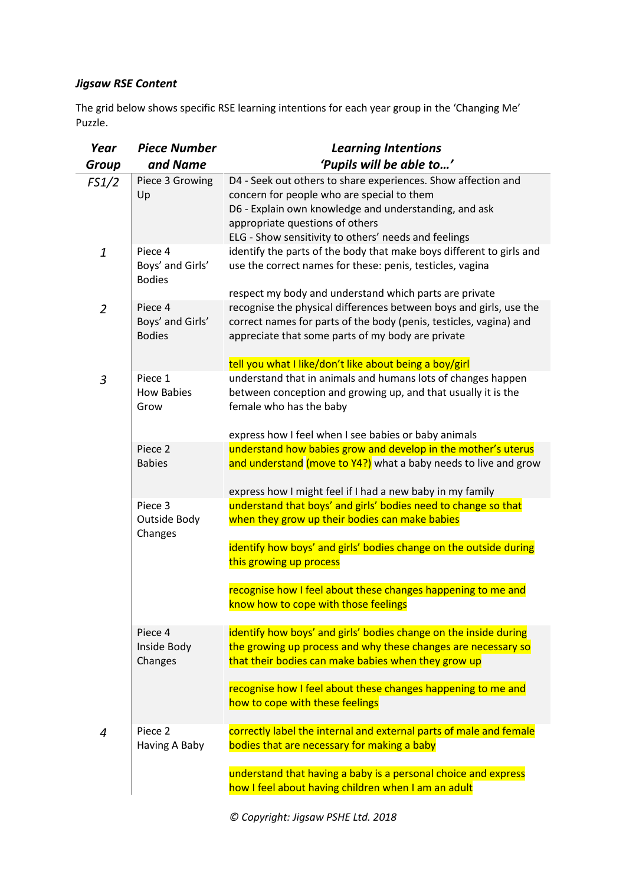***Jigsaw RSE Content***

The grid below shows specific RSE learning intentions for each year group in the 'Changing Me' Puzzle.

| ***Year Group*** | ***Piece Number and Name*** | ***Learning Intentions 'Pupils will be able to…'*** |
|---|---|---|
| *FS1/2* | Piece 3 Growing Up | D4 - Seek out others to share experiences. Show affection and concern for people who are special to them<br>D6 - Explain own knowledge and understanding, and ask appropriate questions of others<br>ELG - Show sensitivity to others' needs and feelings |
| *1* | Piece 4 Boys' and Girls' Bodies | identify the parts of the body that make boys different to girls and use the correct names for these: penis, testicles, vagina<br><br>respect my body and understand which parts are private |
| *2* | Piece 4 Boys' and Girls' Bodies | recognise the physical differences between boys and girls, use the correct names for parts of the body (penis, testicles, vagina) and appreciate that some parts of my body are private<br><br>tell you what I like/don't like about being a boy/girl |
| *3* | Piece 1 How Babies Grow | understand that in animals and humans lots of changes happen between conception and growing up, and that usually it is the female who has the baby<br><br>express how I feel when I see babies or baby animals |
| | Piece 2 Babies | understand how babies grow and develop in the mother's uterus and understand (move to Y4?) what a baby needs to live and grow<br><br>express how I might feel if I had a new baby in my family |
| | Piece 3 Outside Body Changes | understand that boys' and girls' bodies need to change so that when they grow up their bodies can make babies<br><br>identify how boys' and girls' bodies change on the outside during this growing up process<br><br>recognise how I feel about these changes happening to me and know how to cope with those feelings |
| | Piece 4 Inside Body Changes | identify how boys' and girls' bodies change on the inside during the growing up process and why these changes are necessary so that their bodies can make babies when they grow up<br><br>recognise how I feel about these changes happening to me and how to cope with these feelings |
| *4* | Piece 2 Having A Baby | correctly label the internal and external parts of male and female bodies that are necessary for making a baby<br><br>understand that having a baby is a personal choice and express how I feel about having children when I am an adult |

*© Copyright: Jigsaw PSHE Ltd. 2018*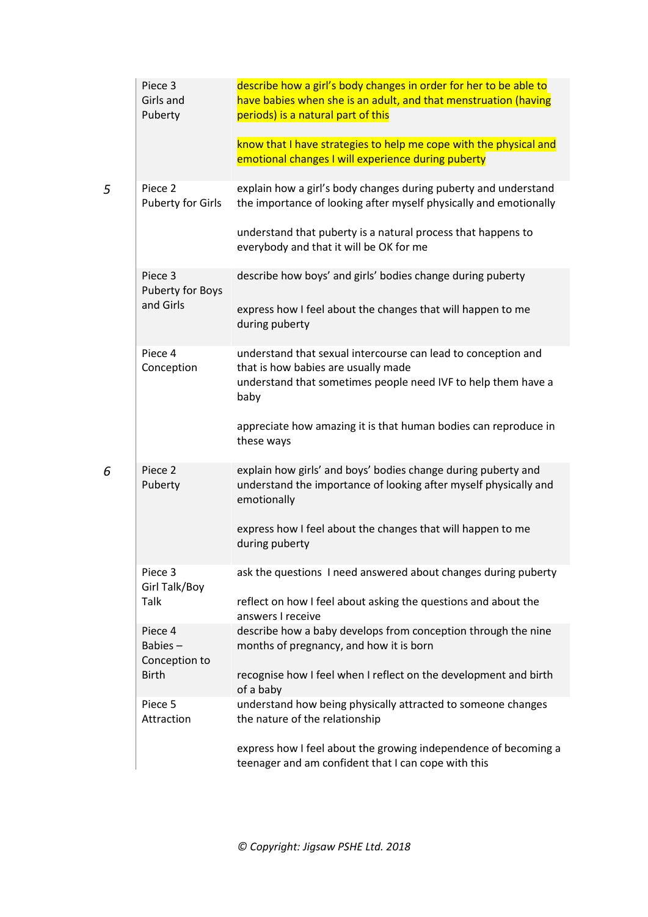| | | |
|---|---|---|
| | Piece 3<br>Girls and Puberty | describe how a girl's body changes in order for her to be able to have babies when she is an adult, and that menstruation (having periods) is a natural part of this<br><br>know that I have strategies to help me cope with the physical and emotional changes I will experience during puberty |
| *5* | Piece 2<br>Puberty for Girls | explain how a girl's body changes during puberty and understand the importance of looking after myself physically and emotionally<br><br>understand that puberty is a natural process that happens to everybody and that it will be OK for me |
| | Piece 3<br>Puberty for Boys and Girls | describe how boys' and girls' bodies change during puberty<br><br>express how I feel about the changes that will happen to me during puberty |
| | Piece 4<br>Conception | understand that sexual intercourse can lead to conception and that is how babies are usually made<br>understand that sometimes people need IVF to help them have a baby<br><br>appreciate how amazing it is that human bodies can reproduce in these ways |
| *6* | Piece 2<br>Puberty | explain how girls' and boys' bodies change during puberty and understand the importance of looking after myself physically and emotionally<br><br>express how I feel about the changes that will happen to me during puberty |
| | Piece 3<br>Girl Talk/Boy Talk | ask the questions I need answered about changes during puberty<br><br>reflect on how I feel about asking the questions and about the answers I receive |
| | Piece 4<br>Babies – Conception to Birth | describe how a baby develops from conception through the nine months of pregnancy, and how it is born<br><br>recognise how I feel when I reflect on the development and birth of a baby |
| | Piece 5<br>Attraction | understand how being physically attracted to someone changes the nature of the relationship<br><br>express how I feel about the growing independence of becoming a teenager and am confident that I can cope with this |

*© Copyright: Jigsaw PSHE Ltd. 2018*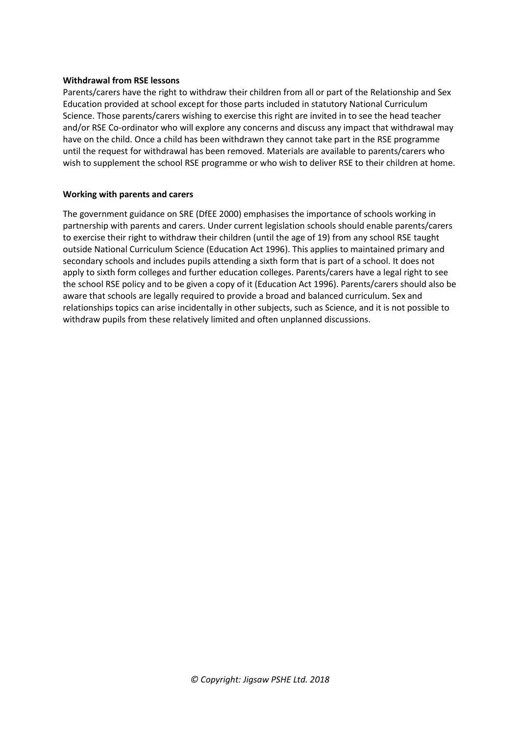**Withdrawal from RSE lessons**

Parents/carers have the right to withdraw their children from all or part of the Relationship and Sex Education provided at school except for those parts included in statutory National Curriculum Science. Those parents/carers wishing to exercise this right are invited in to see the head teacher and/or RSE Co-ordinator who will explore any concerns and discuss any impact that withdrawal may have on the child. Once a child has been withdrawn they cannot take part in the RSE programme until the request for withdrawal has been removed. Materials are available to parents/carers who wish to supplement the school RSE programme or who wish to deliver RSE to their children at home.

**Working with parents and carers**

The government guidance on SRE (DfEE 2000) emphasises the importance of schools working in partnership with parents and carers. Under current legislation schools should enable parents/carers to exercise their right to withdraw their children (until the age of 19) from any school RSE taught outside National Curriculum Science (Education Act 1996). This applies to maintained primary and secondary schools and includes pupils attending a sixth form that is part of a school. It does not apply to sixth form colleges and further education colleges. Parents/carers have a legal right to see the school RSE policy and to be given a copy of it (Education Act 1996). Parents/carers should also be aware that schools are legally required to provide a broad and balanced curriculum. Sex and relationships topics can arise incidentally in other subjects, such as Science, and it is not possible to withdraw pupils from these relatively limited and often unplanned discussions.

*© Copyright: Jigsaw PSHE Ltd. 2018*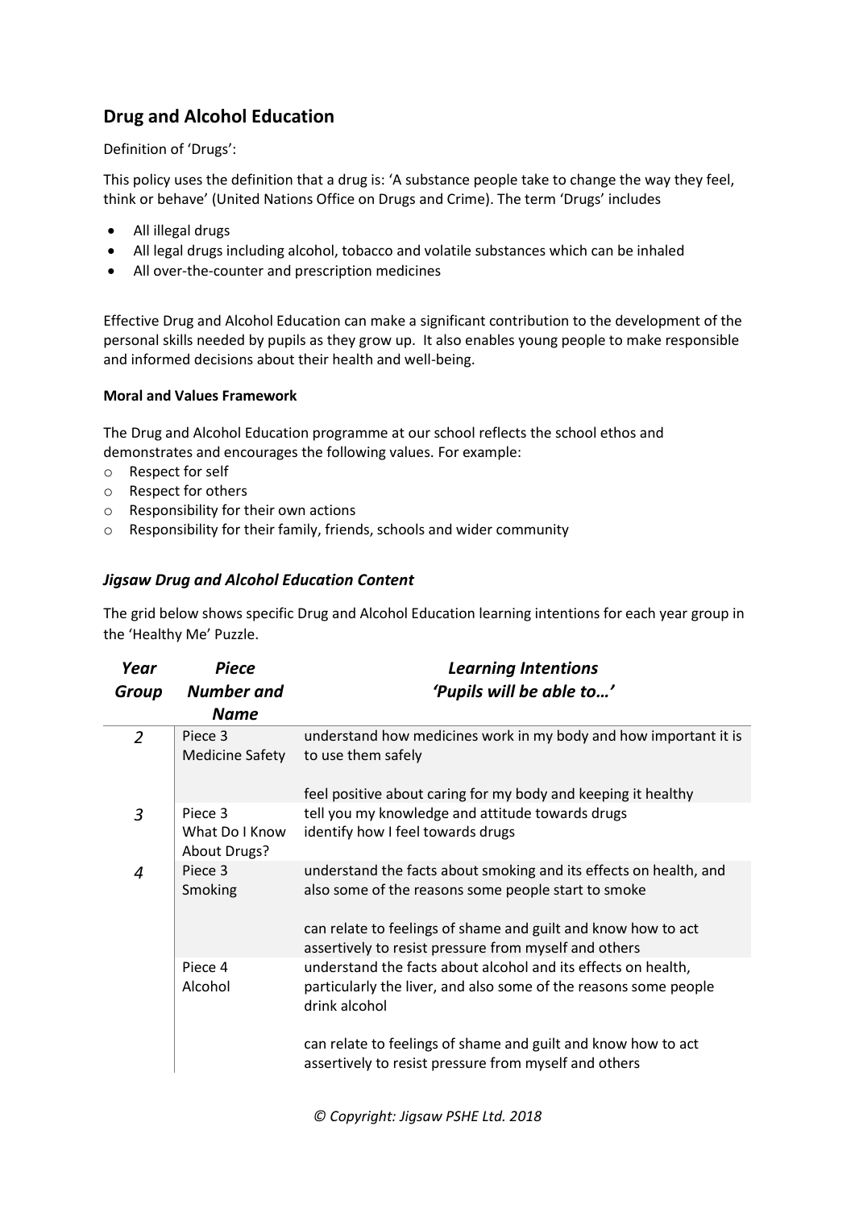## Drug and Alcohol Education

Definition of 'Drugs':

This policy uses the definition that a drug is: 'A substance people take to change the way they feel, think or behave' (United Nations Office on Drugs and Crime). The term 'Drugs' includes

- All illegal drugs
- All legal drugs including alcohol, tobacco and volatile substances which can be inhaled
- All over-the-counter and prescription medicines

Effective Drug and Alcohol Education can make a significant contribution to the development of the personal skills needed by pupils as they grow up. It also enables young people to make responsible and informed decisions about their health and well-being.

**Moral and Values Framework**

The Drug and Alcohol Education programme at our school reflects the school ethos and demonstrates and encourages the following values. For example:

- Respect for self
- Respect for others
- Responsibility for their own actions
- Responsibility for their family, friends, schools and wider community

### *Jigsaw Drug and Alcohol Education Content*

The grid below shows specific Drug and Alcohol Education learning intentions for each year group in the 'Healthy Me' Puzzle.

| *Year Group* | *Piece Number and Name* | *Learning Intentions 'Pupils will be able to…'* |
|---|---|---|
| *2* | Piece 3 Medicine Safety | understand how medicines work in my body and how important it is to use them safely<br><br>feel positive about caring for my body and keeping it healthy |
| *3* | Piece 3 What Do I Know About Drugs? | tell you my knowledge and attitude towards drugs<br>identify how I feel towards drugs |
| *4* | Piece 3 Smoking | understand the facts about smoking and its effects on health, and also some of the reasons some people start to smoke<br><br>can relate to feelings of shame and guilt and know how to act assertively to resist pressure from myself and others |
| | Piece 4 Alcohol | understand the facts about alcohol and its effects on health, particularly the liver, and also some of the reasons some people drink alcohol<br><br>can relate to feelings of shame and guilt and know how to act assertively to resist pressure from myself and others |

*© Copyright: Jigsaw PSHE Ltd. 2018*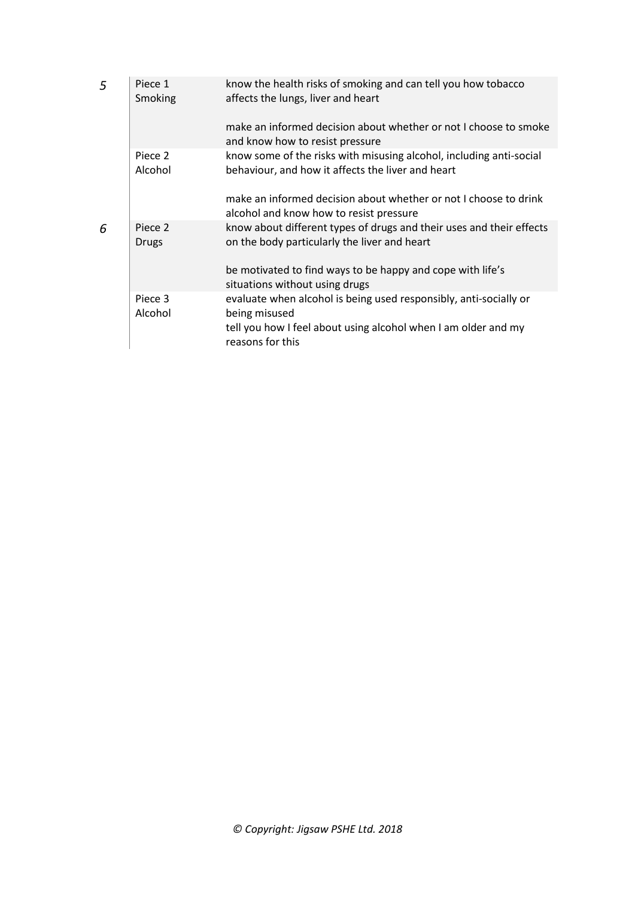| | | |
|---|---|---|
| *5* | Piece 1<br>Smoking | know the health risks of smoking and can tell you how tobacco affects the lungs, liver and heart<br><br>make an informed decision about whether or not I choose to smoke and know how to resist pressure |
| | Piece 2<br>Alcohol | know some of the risks with misusing alcohol, including anti-social behaviour, and how it affects the liver and heart<br><br>make an informed decision about whether or not I choose to drink alcohol and know how to resist pressure |
| *6* | Piece 2<br>Drugs | know about different types of drugs and their uses and their effects on the body particularly the liver and heart<br><br>be motivated to find ways to be happy and cope with life's situations without using drugs |
| | Piece 3<br>Alcohol | evaluate when alcohol is being used responsibly, anti-socially or being misused<br>tell you how I feel about using alcohol when I am older and my reasons for this |

*© Copyright: Jigsaw PSHE Ltd. 2018*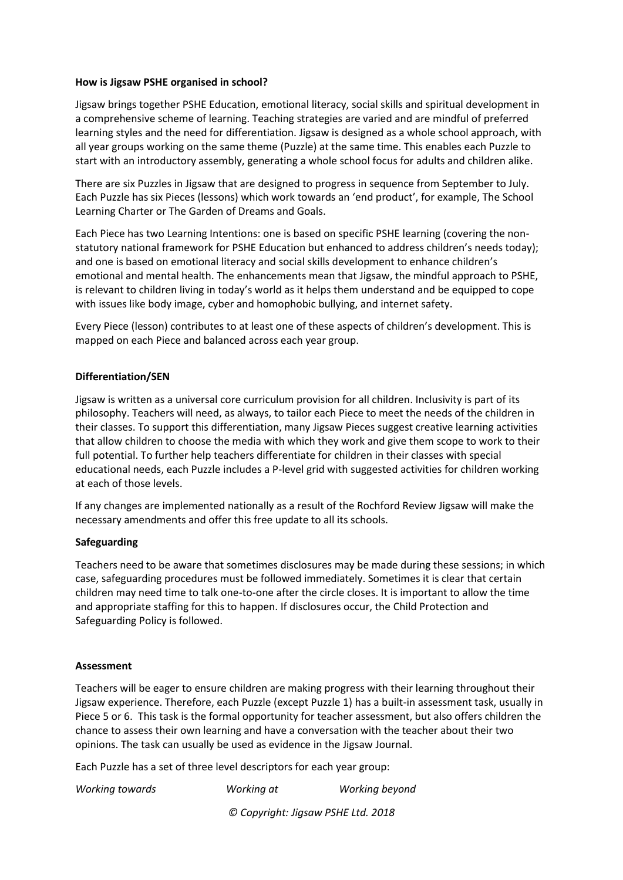**How is Jigsaw PSHE organised in school?**

Jigsaw brings together PSHE Education, emotional literacy, social skills and spiritual development in a comprehensive scheme of learning. Teaching strategies are varied and are mindful of preferred learning styles and the need for differentiation. Jigsaw is designed as a whole school approach, with all year groups working on the same theme (Puzzle) at the same time. This enables each Puzzle to start with an introductory assembly, generating a whole school focus for adults and children alike.

There are six Puzzles in Jigsaw that are designed to progress in sequence from September to July. Each Puzzle has six Pieces (lessons) which work towards an 'end product', for example, The School Learning Charter or The Garden of Dreams and Goals.

Each Piece has two Learning Intentions: one is based on specific PSHE learning (covering the non-statutory national framework for PSHE Education but enhanced to address children's needs today); and one is based on emotional literacy and social skills development to enhance children's emotional and mental health. The enhancements mean that Jigsaw, the mindful approach to PSHE, is relevant to children living in today's world as it helps them understand and be equipped to cope with issues like body image, cyber and homophobic bullying, and internet safety.

Every Piece (lesson) contributes to at least one of these aspects of children's development. This is mapped on each Piece and balanced across each year group.

**Differentiation/SEN**

Jigsaw is written as a universal core curriculum provision for all children. Inclusivity is part of its philosophy. Teachers will need, as always, to tailor each Piece to meet the needs of the children in their classes. To support this differentiation, many Jigsaw Pieces suggest creative learning activities that allow children to choose the media with which they work and give them scope to work to their full potential. To further help teachers differentiate for children in their classes with special educational needs, each Puzzle includes a P-level grid with suggested activities for children working at each of those levels.

If any changes are implemented nationally as a result of the Rochford Review Jigsaw will make the necessary amendments and offer this free update to all its schools.

**Safeguarding**

Teachers need to be aware that sometimes disclosures may be made during these sessions; in which case, safeguarding procedures must be followed immediately. Sometimes it is clear that certain children may need time to talk one-to-one after the circle closes. It is important to allow the time and appropriate staffing for this to happen. If disclosures occur, the Child Protection and Safeguarding Policy is followed.

**Assessment**

Teachers will be eager to ensure children are making progress with their learning throughout their Jigsaw experience. Therefore, each Puzzle (except Puzzle 1) has a built-in assessment task, usually in Piece 5 or 6. This task is the formal opportunity for teacher assessment, but also offers children the chance to assess their own learning and have a conversation with the teacher about their two opinions. The task can usually be used as evidence in the Jigsaw Journal.

Each Puzzle has a set of three level descriptors for each year group:

*Working towards* *Working at* *Working beyond*

*© Copyright: Jigsaw PSHE Ltd. 2018*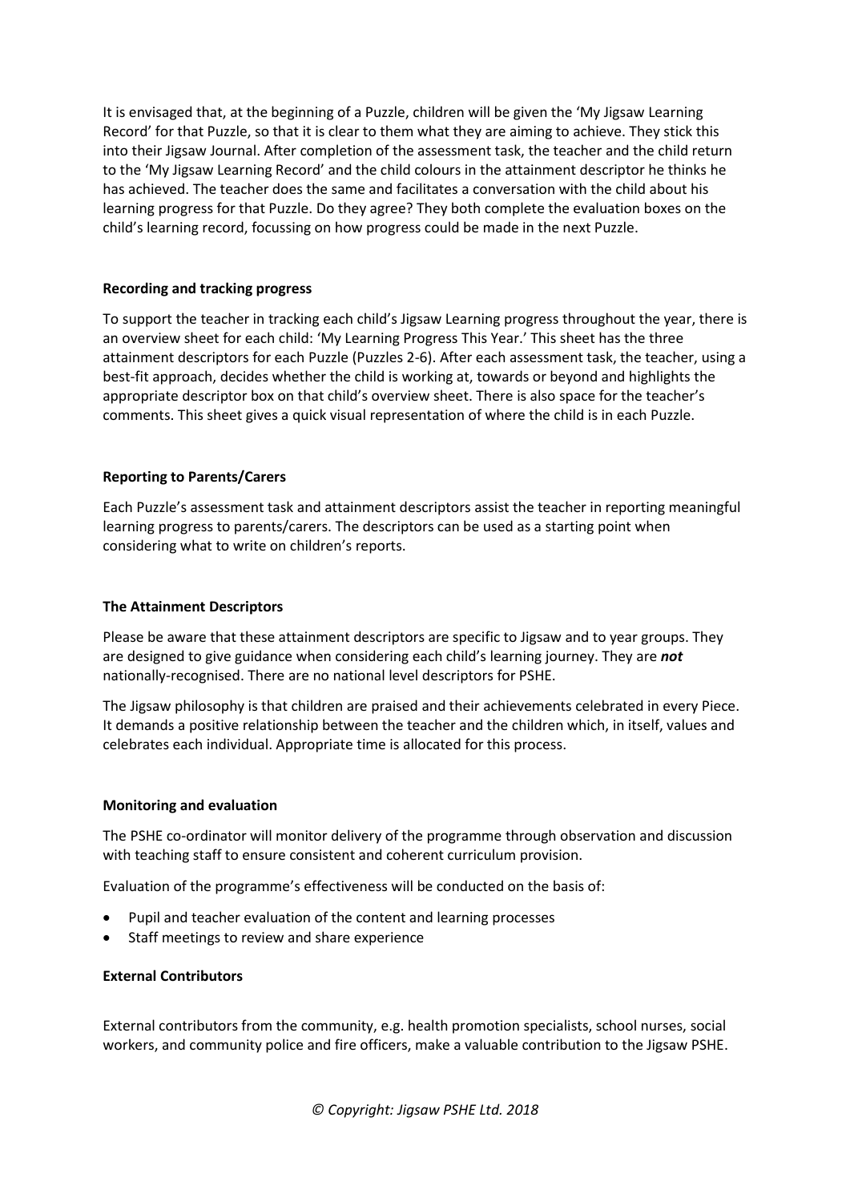It is envisaged that, at the beginning of a Puzzle, children will be given the 'My Jigsaw Learning Record' for that Puzzle, so that it is clear to them what they are aiming to achieve. They stick this into their Jigsaw Journal. After completion of the assessment task, the teacher and the child return to the 'My Jigsaw Learning Record' and the child colours in the attainment descriptor he thinks he has achieved. The teacher does the same and facilitates a conversation with the child about his learning progress for that Puzzle. Do they agree? They both complete the evaluation boxes on the child's learning record, focussing on how progress could be made in the next Puzzle.

**Recording and tracking progress**

To support the teacher in tracking each child's Jigsaw Learning progress throughout the year, there is an overview sheet for each child: 'My Learning Progress This Year.' This sheet has the three attainment descriptors for each Puzzle (Puzzles 2-6). After each assessment task, the teacher, using a best-fit approach, decides whether the child is working at, towards or beyond and highlights the appropriate descriptor box on that child's overview sheet. There is also space for the teacher's comments. This sheet gives a quick visual representation of where the child is in each Puzzle.

**Reporting to Parents/Carers**

Each Puzzle's assessment task and attainment descriptors assist the teacher in reporting meaningful learning progress to parents/carers. The descriptors can be used as a starting point when considering what to write on children's reports.

**The Attainment Descriptors**

Please be aware that these attainment descriptors are specific to Jigsaw and to year groups. They are designed to give guidance when considering each child's learning journey. They are ***not*** nationally-recognised. There are no national level descriptors for PSHE.

The Jigsaw philosophy is that children are praised and their achievements celebrated in every Piece. It demands a positive relationship between the teacher and the children which, in itself, values and celebrates each individual. Appropriate time is allocated for this process.

**Monitoring and evaluation**

The PSHE co-ordinator will monitor delivery of the programme through observation and discussion with teaching staff to ensure consistent and coherent curriculum provision.

Evaluation of the programme's effectiveness will be conducted on the basis of:

- Pupil and teacher evaluation of the content and learning processes
- Staff meetings to review and share experience

**External Contributors**

External contributors from the community, e.g. health promotion specialists, school nurses, social workers, and community police and fire officers, make a valuable contribution to the Jigsaw PSHE.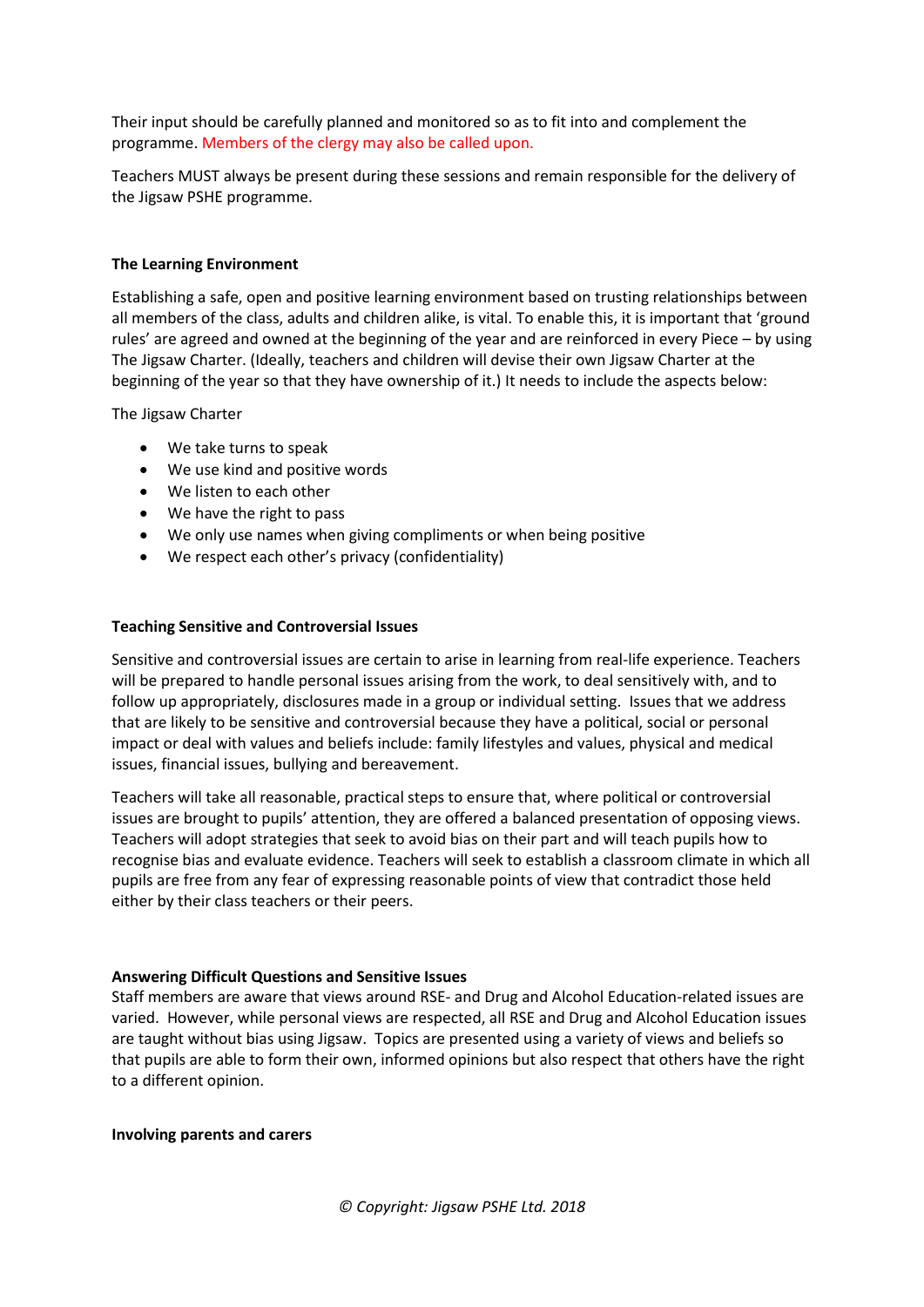Their input should be carefully planned and monitored so as to fit into and complement the programme. Members of the clergy may also be called upon.

Teachers MUST always be present during these sessions and remain responsible for the delivery of the Jigsaw PSHE programme.

**The Learning Environment**

Establishing a safe, open and positive learning environment based on trusting relationships between all members of the class, adults and children alike, is vital. To enable this, it is important that 'ground rules' are agreed and owned at the beginning of the year and are reinforced in every Piece – by using The Jigsaw Charter. (Ideally, teachers and children will devise their own Jigsaw Charter at the beginning of the year so that they have ownership of it.) It needs to include the aspects below:

The Jigsaw Charter

- We take turns to speak
- We use kind and positive words
- We listen to each other
- We have the right to pass
- We only use names when giving compliments or when being positive
- We respect each other's privacy (confidentiality)

**Teaching Sensitive and Controversial Issues**

Sensitive and controversial issues are certain to arise in learning from real-life experience. Teachers will be prepared to handle personal issues arising from the work, to deal sensitively with, and to follow up appropriately, disclosures made in a group or individual setting. Issues that we address that are likely to be sensitive and controversial because they have a political, social or personal impact or deal with values and beliefs include: family lifestyles and values, physical and medical issues, financial issues, bullying and bereavement.

Teachers will take all reasonable, practical steps to ensure that, where political or controversial issues are brought to pupils' attention, they are offered a balanced presentation of opposing views. Teachers will adopt strategies that seek to avoid bias on their part and will teach pupils how to recognise bias and evaluate evidence. Teachers will seek to establish a classroom climate in which all pupils are free from any fear of expressing reasonable points of view that contradict those held either by their class teachers or their peers.

**Answering Difficult Questions and Sensitive Issues**

Staff members are aware that views around RSE- and Drug and Alcohol Education-related issues are varied. However, while personal views are respected, all RSE and Drug and Alcohol Education issues are taught without bias using Jigsaw. Topics are presented using a variety of views and beliefs so that pupils are able to form their own, informed opinions but also respect that others have the right to a different opinion.

**Involving parents and carers**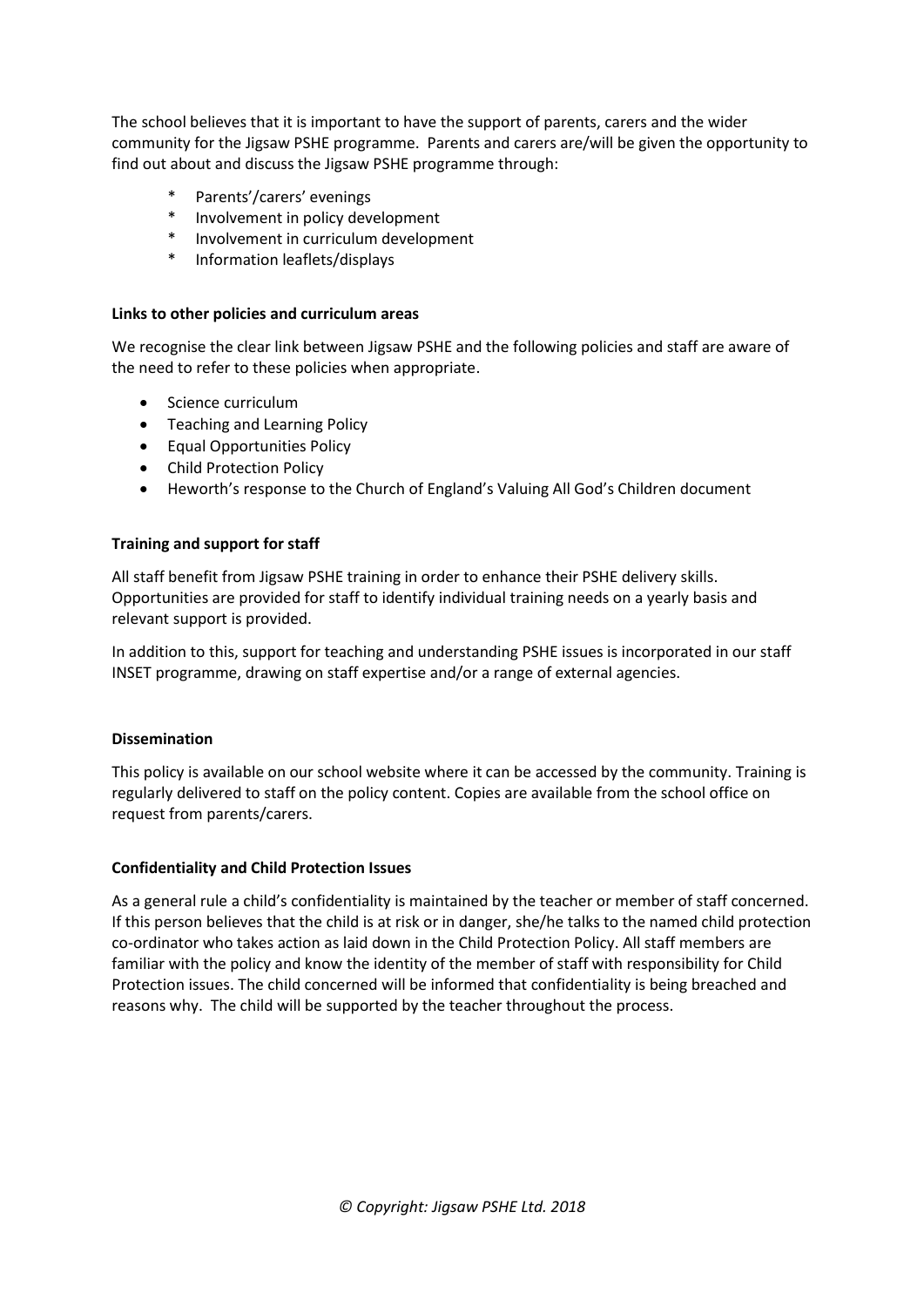The school believes that it is important to have the support of parents, carers and the wider community for the Jigsaw PSHE programme. Parents and carers are/will be given the opportunity to find out about and discuss the Jigsaw PSHE programme through:

* Parents'/carers' evenings
* Involvement in policy development
* Involvement in curriculum development
* Information leaflets/displays

**Links to other policies and curriculum areas**

We recognise the clear link between Jigsaw PSHE and the following policies and staff are aware of the need to refer to these policies when appropriate.

- Science curriculum
- Teaching and Learning Policy
- Equal Opportunities Policy
- Child Protection Policy
- Heworth's response to the Church of England's Valuing All God's Children document

**Training and support for staff**

All staff benefit from Jigsaw PSHE training in order to enhance their PSHE delivery skills. Opportunities are provided for staff to identify individual training needs on a yearly basis and relevant support is provided.

In addition to this, support for teaching and understanding PSHE issues is incorporated in our staff INSET programme, drawing on staff expertise and/or a range of external agencies.

**Dissemination**

This policy is available on our school website where it can be accessed by the community. Training is regularly delivered to staff on the policy content. Copies are available from the school office on request from parents/carers.

**Confidentiality and Child Protection Issues**

As a general rule a child's confidentiality is maintained by the teacher or member of staff concerned. If this person believes that the child is at risk or in danger, she/he talks to the named child protection co-ordinator who takes action as laid down in the Child Protection Policy. All staff members are familiar with the policy and know the identity of the member of staff with responsibility for Child Protection issues. The child concerned will be informed that confidentiality is being breached and reasons why. The child will be supported by the teacher throughout the process.

*© Copyright: Jigsaw PSHE Ltd. 2018*